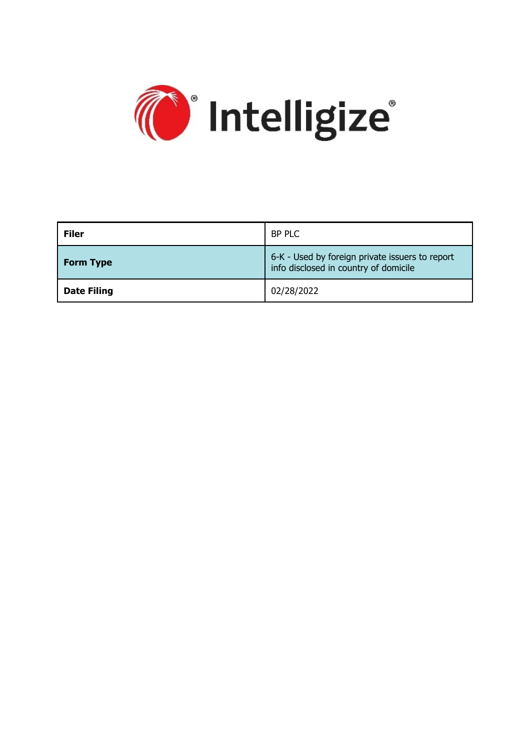Intelligize®

| Filer | BP PLC |
| --- | --- |
| Form Type | 6-K - Used by foreign private issuers to report info disclosed in country of domicile |
| Date Filing | 02/28/2022 |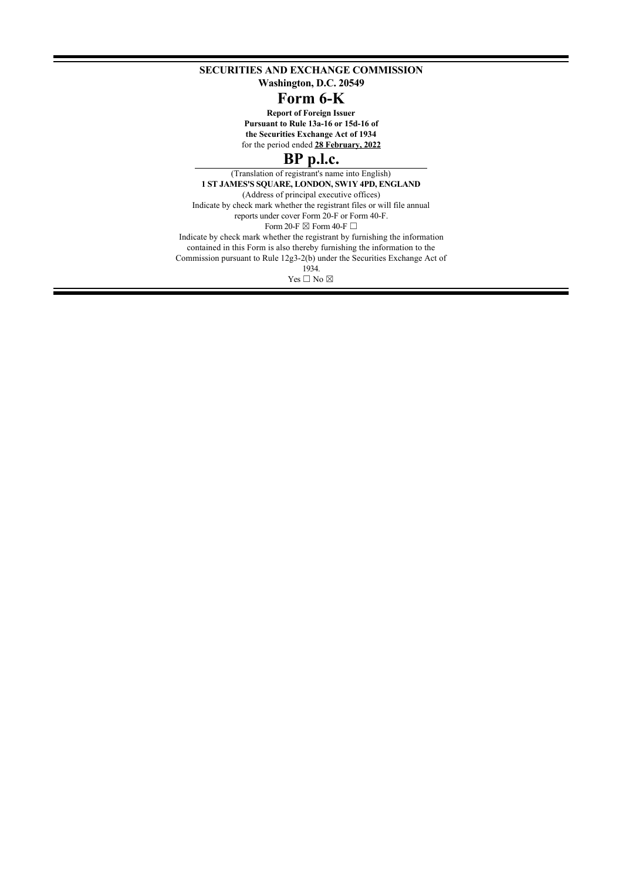**SECURITIES AND EXCHANGE COMMISSION**

**Washington, D.C. 20549**

# Form 6-K

**Report of Foreign Issuer**

**Pursuant to Rule 13a-16 or 15d-16 of**

**the Securities Exchange Act of 1934**

for the period ended **28 February, 2022**

# BP p.l.c.

(Translation of registrant's name into English)

**1 ST JAMES'S SQUARE, LONDON, SW1Y 4PD, ENGLAND**

(Address of principal executive offices)

Indicate by check mark whether the registrant files or will file annual reports under cover Form 20-F or Form 40-F.

Form 20-F ☒ Form 40-F ☐

Indicate by check mark whether the registrant by furnishing the information contained in this Form is also thereby furnishing the information to the Commission pursuant to Rule 12g3-2(b) under the Securities Exchange Act of 1934.

Yes ☐ No ☒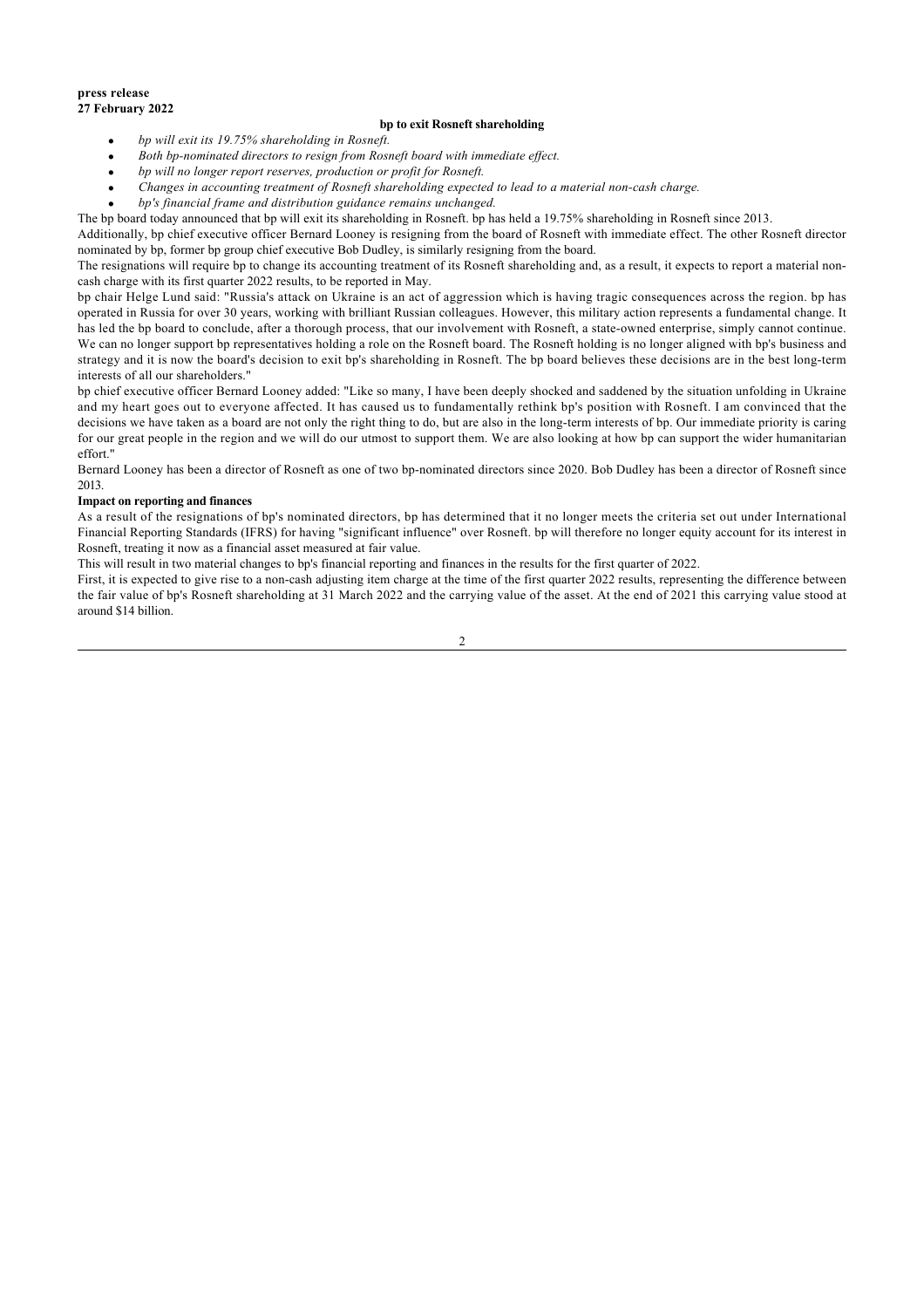**press release**
**27 February 2022**

**bp to exit Rosneft shareholding**

- *bp will exit its 19.75% shareholding in Rosneft.*
- *Both bp-nominated directors to resign from Rosneft board with immediate effect.*
- *bp will no longer report reserves, production or profit for Rosneft.*
- *Changes in accounting treatment of Rosneft shareholding expected to lead to a material non-cash charge.*
- *bp's financial frame and distribution guidance remains unchanged.*

The bp board today announced that bp will exit its shareholding in Rosneft. bp has held a 19.75% shareholding in Rosneft since 2013.

Additionally, bp chief executive officer Bernard Looney is resigning from the board of Rosneft with immediate effect. The other Rosneft director nominated by bp, former bp group chief executive Bob Dudley, is similarly resigning from the board.

The resignations will require bp to change its accounting treatment of its Rosneft shareholding and, as a result, it expects to report a material non-cash charge with its first quarter 2022 results, to be reported in May.

bp chair Helge Lund said: "Russia's attack on Ukraine is an act of aggression which is having tragic consequences across the region. bp has operated in Russia for over 30 years, working with brilliant Russian colleagues. However, this military action represents a fundamental change. It has led the bp board to conclude, after a thorough process, that our involvement with Rosneft, a state-owned enterprise, simply cannot continue. We can no longer support bp representatives holding a role on the Rosneft board. The Rosneft holding is no longer aligned with bp's business and strategy and it is now the board's decision to exit bp's shareholding in Rosneft. The bp board believes these decisions are in the best long-term interests of all our shareholders."

bp chief executive officer Bernard Looney added: "Like so many, I have been deeply shocked and saddened by the situation unfolding in Ukraine and my heart goes out to everyone affected. It has caused us to fundamentally rethink bp's position with Rosneft. I am convinced that the decisions we have taken as a board are not only the right thing to do, but are also in the long-term interests of bp. Our immediate priority is caring for our great people in the region and we will do our utmost to support them. We are also looking at how bp can support the wider humanitarian effort."

Bernard Looney has been a director of Rosneft as one of two bp-nominated directors since 2020. Bob Dudley has been a director of Rosneft since 2013.

**Impact on reporting and finances**

As a result of the resignations of bp's nominated directors, bp has determined that it no longer meets the criteria set out under International Financial Reporting Standards (IFRS) for having "significant influence" over Rosneft. bp will therefore no longer equity account for its interest in Rosneft, treating it now as a financial asset measured at fair value.

This will result in two material changes to bp's financial reporting and finances in the results for the first quarter of 2022.

First, it is expected to give rise to a non-cash adjusting item charge at the time of the first quarter 2022 results, representing the difference between the fair value of bp's Rosneft shareholding at 31 March 2022 and the carrying value of the asset. At the end of 2021 this carrying value stood at around $14 billion.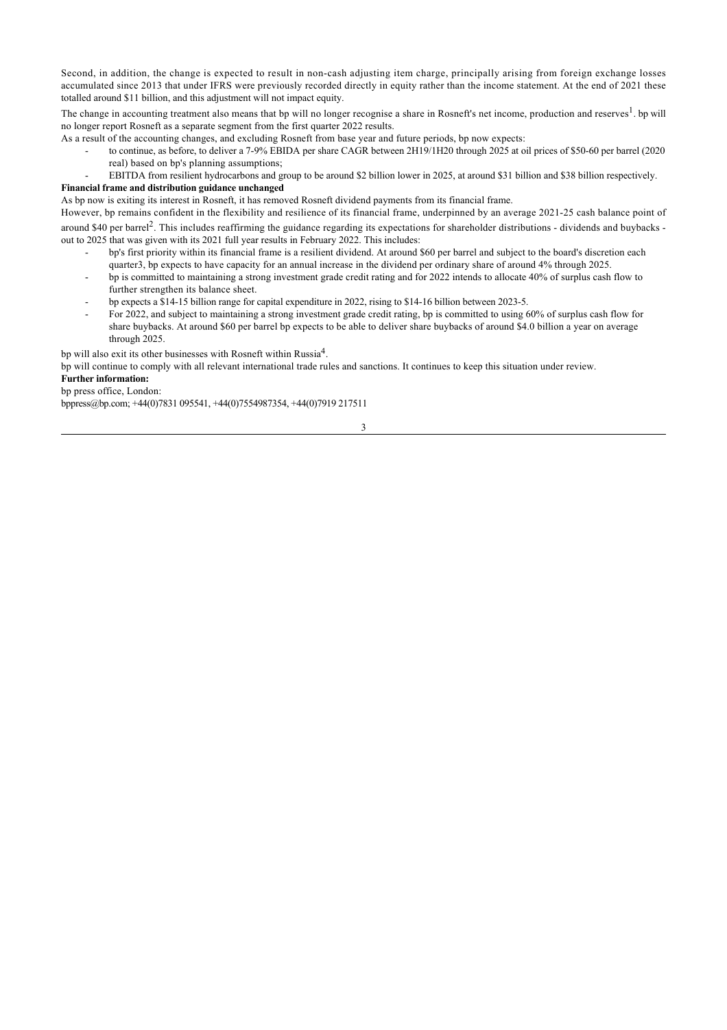Second, in addition, the change is expected to result in non-cash adjusting item charge, principally arising from foreign exchange losses accumulated since 2013 that under IFRS were previously recorded directly in equity rather than the income statement. At the end of 2021 these totalled around $11 billion, and this adjustment will not impact equity.

The change in accounting treatment also means that bp will no longer recognise a share in Rosneft's net income, production and reserves[1]. bp will no longer report Rosneft as a separate segment from the first quarter 2022 results.

As a result of the accounting changes, and excluding Rosneft from base year and future periods, bp now expects:

- to continue, as before, to deliver a 7-9% EBIDA per share CAGR between 2H19/1H20 through 2025 at oil prices of $50-60 per barrel (2020 real) based on bp's planning assumptions;
- EBITDA from resilient hydrocarbons and group to be around $2 billion lower in 2025, at around $31 billion and $38 billion respectively.

**Financial frame and distribution guidance unchanged**

As bp now is exiting its interest in Rosneft, it has removed Rosneft dividend payments from its financial frame.

However, bp remains confident in the flexibility and resilience of its financial frame, underpinned by an average 2021-25 cash balance point of around $40 per barrel[2]. This includes reaffirming the guidance regarding its expectations for shareholder distributions - dividends and buybacks - out to 2025 that was given with its 2021 full year results in February 2022. This includes:

- bp's first priority within its financial frame is a resilient dividend. At around $60 per barrel and subject to the board's discretion each quarter3, bp expects to have capacity for an annual increase in the dividend per ordinary share of around 4% through 2025.
- bp is committed to maintaining a strong investment grade credit rating and for 2022 intends to allocate 40% of surplus cash flow to further strengthen its balance sheet.
- bp expects a $14-15 billion range for capital expenditure in 2022, rising to $14-16 billion between 2023-5.
- For 2022, and subject to maintaining a strong investment grade credit rating, bp is committed to using 60% of surplus cash flow for share buybacks. At around $60 per barrel bp expects to be able to deliver share buybacks of around $4.0 billion a year on average through 2025.

bp will also exit its other businesses with Rosneft within Russia[4].

bp will continue to comply with all relevant international trade rules and sanctions. It continues to keep this situation under review.

**Further information:**

bp press office, London:

bppress@bp.com; +44(0)7831 095541, +44(0)7554987354, +44(0)7919 217511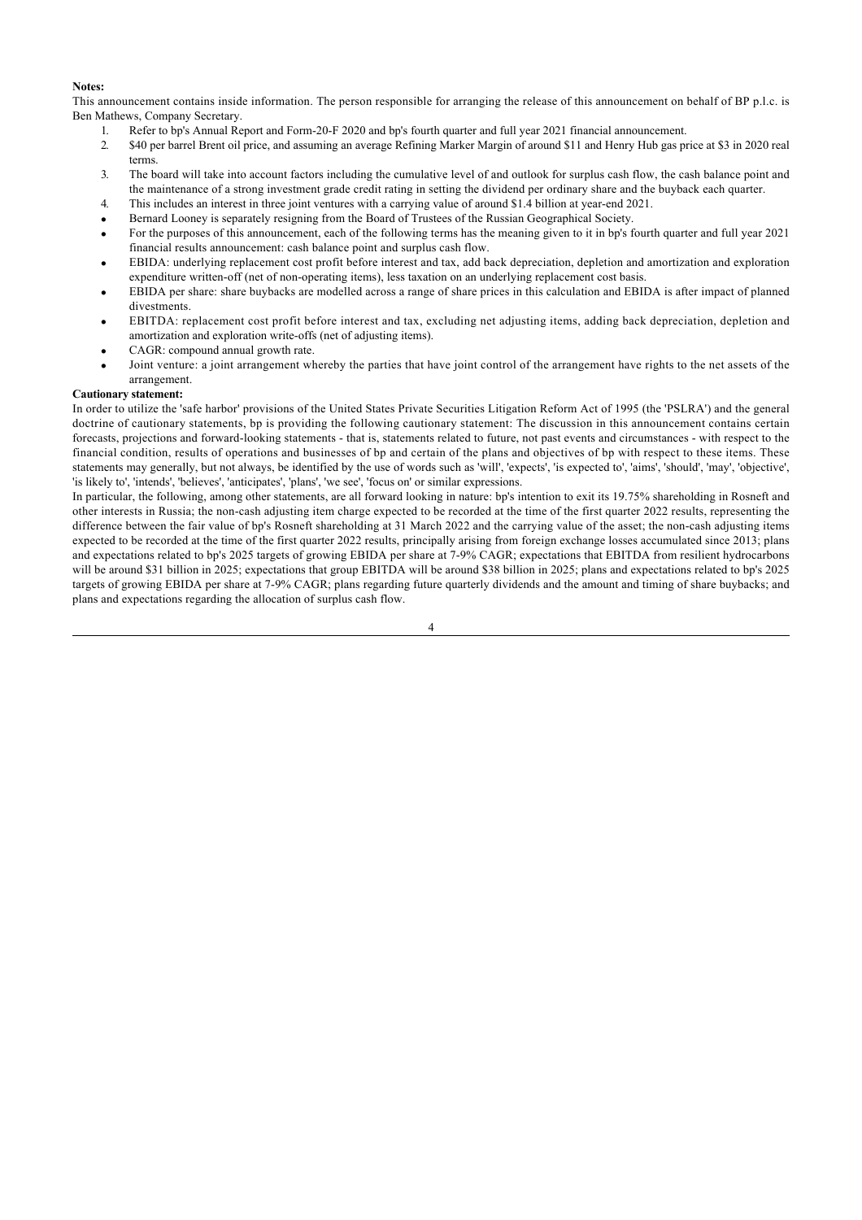**Notes:**

This announcement contains inside information. The person responsible for arranging the release of this announcement on behalf of BP p.l.c. is Ben Mathews, Company Secretary.

1. Refer to bp's Annual Report and Form-20-F 2020 and bp's fourth quarter and full year 2021 financial announcement.
2. $40 per barrel Brent oil price, and assuming an average Refining Marker Margin of around $11 and Henry Hub gas price at $3 in 2020 real terms.
3. The board will take into account factors including the cumulative level of and outlook for surplus cash flow, the cash balance point and the maintenance of a strong investment grade credit rating in setting the dividend per ordinary share and the buyback each quarter.
4. This includes an interest in three joint ventures with a carrying value of around $1.4 billion at year-end 2021.

- Bernard Looney is separately resigning from the Board of Trustees of the Russian Geographical Society.
- For the purposes of this announcement, each of the following terms has the meaning given to it in bp's fourth quarter and full year 2021 financial results announcement: cash balance point and surplus cash flow.
- EBIDA: underlying replacement cost profit before interest and tax, add back depreciation, depletion and amortization and exploration expenditure written-off (net of non-operating items), less taxation on an underlying replacement cost basis.
- EBIDA per share: share buybacks are modelled across a range of share prices in this calculation and EBIDA is after impact of planned divestments.
- EBITDA: replacement cost profit before interest and tax, excluding net adjusting items, adding back depreciation, depletion and amortization and exploration write-offs (net of adjusting items).
- CAGR: compound annual growth rate.
- Joint venture: a joint arrangement whereby the parties that have joint control of the arrangement have rights to the net assets of the arrangement.

**Cautionary statement:**

In order to utilize the 'safe harbor' provisions of the United States Private Securities Litigation Reform Act of 1995 (the 'PSLRA') and the general doctrine of cautionary statements, bp is providing the following cautionary statement: The discussion in this announcement contains certain forecasts, projections and forward-looking statements - that is, statements related to future, not past events and circumstances - with respect to the financial condition, results of operations and businesses of bp and certain of the plans and objectives of bp with respect to these items. These statements may generally, but not always, be identified by the use of words such as 'will', 'expects', 'is expected to', 'aims', 'should', 'may', 'objective', 'is likely to', 'intends', 'believes', 'anticipates', 'plans', 'we see', 'focus on' or similar expressions.

In particular, the following, among other statements, are all forward looking in nature: bp's intention to exit its 19.75% shareholding in Rosneft and other interests in Russia; the non-cash adjusting item charge expected to be recorded at the time of the first quarter 2022 results, representing the difference between the fair value of bp's Rosneft shareholding at 31 March 2022 and the carrying value of the asset; the non-cash adjusting items expected to be recorded at the time of the first quarter 2022 results, principally arising from foreign exchange losses accumulated since 2013; plans and expectations related to bp's 2025 targets of growing EBIDA per share at 7-9% CAGR; expectations that EBITDA from resilient hydrocarbons will be around $31 billion in 2025; expectations that group EBITDA will be around $38 billion in 2025; plans and expectations related to bp's 2025 targets of growing EBIDA per share at 7-9% CAGR; plans regarding future quarterly dividends and the amount and timing of share buybacks; and plans and expectations regarding the allocation of surplus cash flow.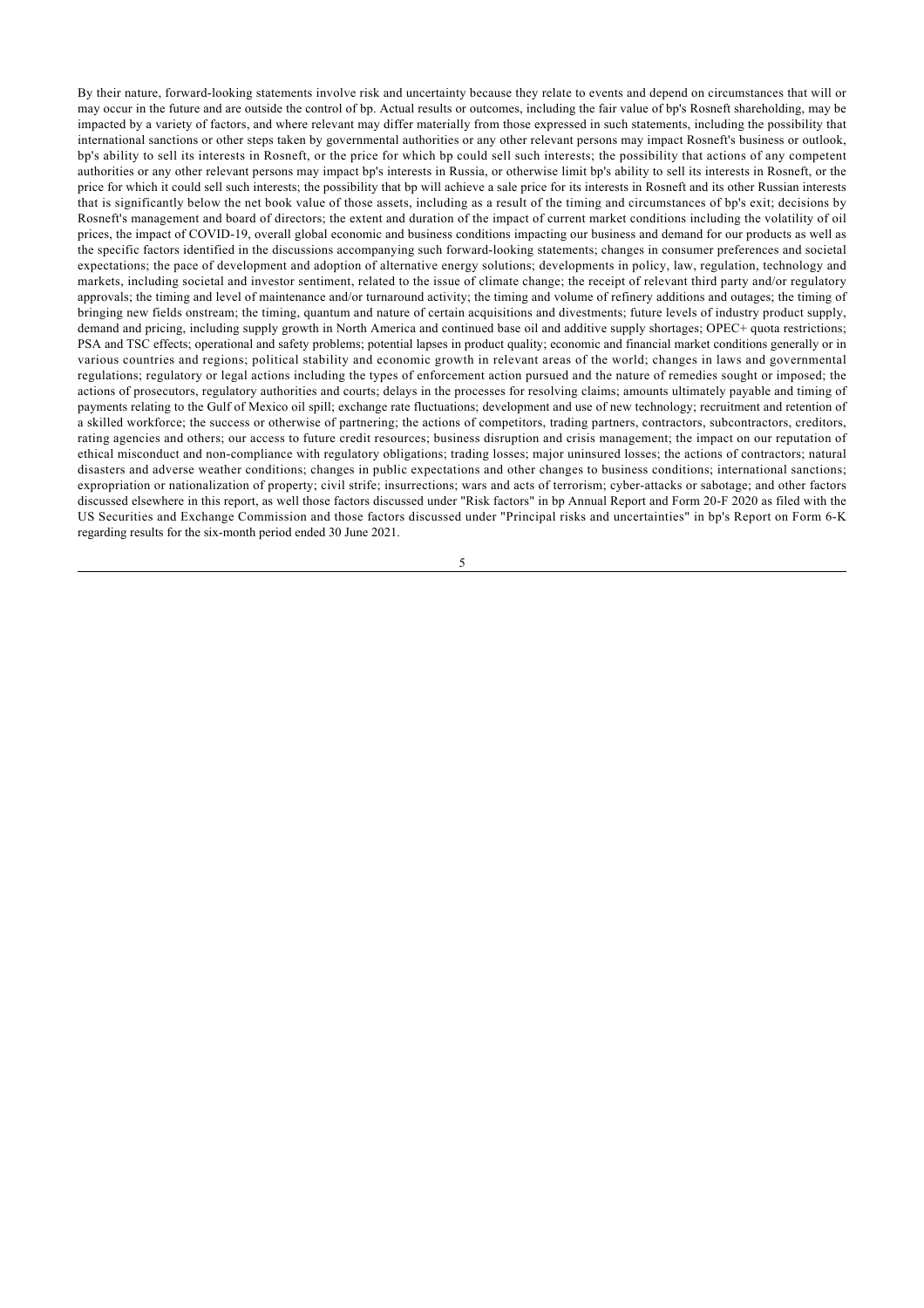By their nature, forward-looking statements involve risk and uncertainty because they relate to events and depend on circumstances that will or may occur in the future and are outside the control of bp. Actual results or outcomes, including the fair value of bp's Rosneft shareholding, may be impacted by a variety of factors, and where relevant may differ materially from those expressed in such statements, including the possibility that international sanctions or other steps taken by governmental authorities or any other relevant persons may impact Rosneft's business or outlook, bp's ability to sell its interests in Rosneft, or the price for which bp could sell such interests; the possibility that actions of any competent authorities or any other relevant persons may impact bp's interests in Russia, or otherwise limit bp's ability to sell its interests in Rosneft, or the price for which it could sell such interests; the possibility that bp will achieve a sale price for its interests in Rosneft and its other Russian interests that is significantly below the net book value of those assets, including as a result of the timing and circumstances of bp's exit; decisions by Rosneft's management and board of directors; the extent and duration of the impact of current market conditions including the volatility of oil prices, the impact of COVID-19, overall global economic and business conditions impacting our business and demand for our products as well as the specific factors identified in the discussions accompanying such forward-looking statements; changes in consumer preferences and societal expectations; the pace of development and adoption of alternative energy solutions; developments in policy, law, regulation, technology and markets, including societal and investor sentiment, related to the issue of climate change; the receipt of relevant third party and/or regulatory approvals; the timing and level of maintenance and/or turnaround activity; the timing and volume of refinery additions and outages; the timing of bringing new fields onstream; the timing, quantum and nature of certain acquisitions and divestments; future levels of industry product supply, demand and pricing, including supply growth in North America and continued base oil and additive supply shortages; OPEC+ quota restrictions; PSA and TSC effects; operational and safety problems; potential lapses in product quality; economic and financial market conditions generally or in various countries and regions; political stability and economic growth in relevant areas of the world; changes in laws and governmental regulations; regulatory or legal actions including the types of enforcement action pursued and the nature of remedies sought or imposed; the actions of prosecutors, regulatory authorities and courts; delays in the processes for resolving claims; amounts ultimately payable and timing of payments relating to the Gulf of Mexico oil spill; exchange rate fluctuations; development and use of new technology; recruitment and retention of a skilled workforce; the success or otherwise of partnering; the actions of competitors, trading partners, contractors, subcontractors, creditors, rating agencies and others; our access to future credit resources; business disruption and crisis management; the impact on our reputation of ethical misconduct and non-compliance with regulatory obligations; trading losses; major uninsured losses; the actions of contractors; natural disasters and adverse weather conditions; changes in public expectations and other changes to business conditions; international sanctions; expropriation or nationalization of property; civil strife; insurrections; wars and acts of terrorism; cyber-attacks or sabotage; and other factors discussed elsewhere in this report, as well those factors discussed under "Risk factors" in bp Annual Report and Form 20-F 2020 as filed with the US Securities and Exchange Commission and those factors discussed under "Principal risks and uncertainties" in bp's Report on Form 6-K regarding results for the six-month period ended 30 June 2021.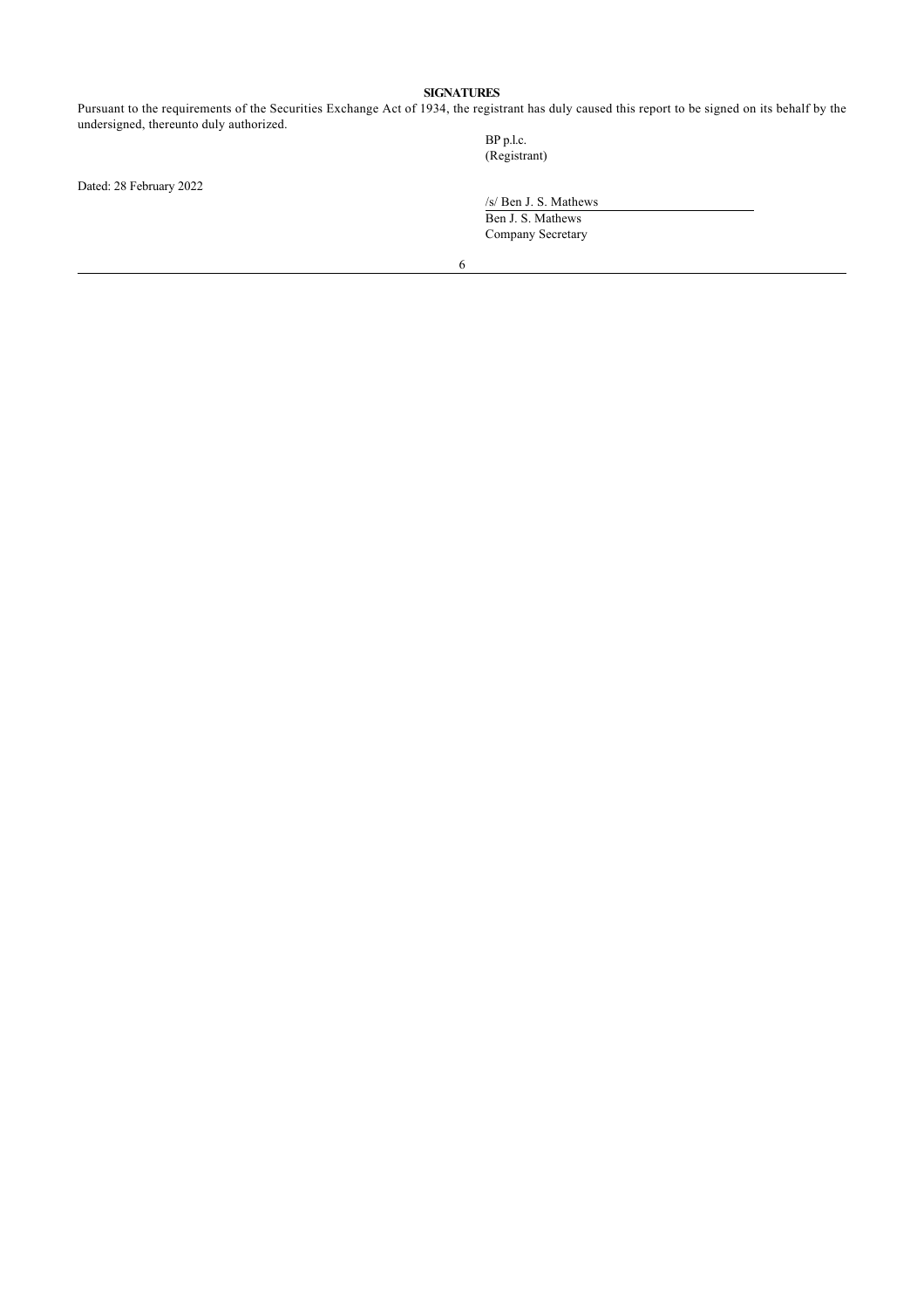**SIGNATURES**

Pursuant to the requirements of the Securities Exchange Act of 1934, the registrant has duly caused this report to be signed on its behalf by the undersigned, thereunto duly authorized.

BP p.l.c.
(Registrant)

Dated: 28 February 2022

/s/ Ben J. S. Mathews

Ben J. S. Mathews
Company Secretary